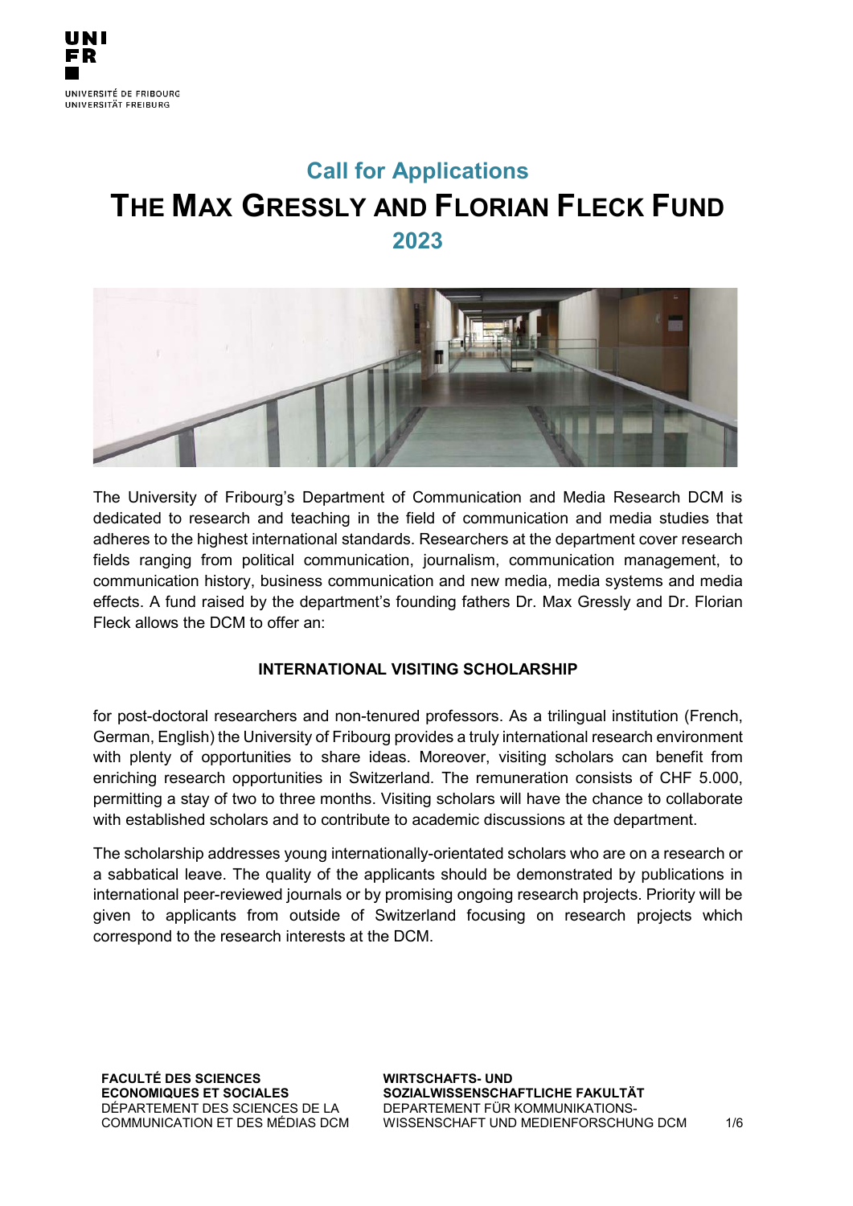UNI
FR

UNIVERSITÉ DE FRIBOURG
UNIVERSITÄT FREIBURG

## Call for Applications

# THE MAX GRESSLY AND FLORIAN FLECK FUND

## 2023

The University of Fribourg's Department of Communication and Media Research DCM is dedicated to research and teaching in the field of communication and media studies that adheres to the highest international standards. Researchers at the department cover research fields ranging from political communication, journalism, communication management, to communication history, business communication and new media, media systems and media effects. A fund raised by the department's founding fathers Dr. Max Gressly and Dr. Florian Fleck allows the DCM to offer an:

**INTERNATIONAL VISITING SCHOLARSHIP**

for post-doctoral researchers and non-tenured professors. As a trilingual institution (French, German, English) the University of Fribourg provides a truly international research environment with plenty of opportunities to share ideas. Moreover, visiting scholars can benefit from enriching research opportunities in Switzerland. The remuneration consists of CHF 5.000, permitting a stay of two to three months. Visiting scholars will have the chance to collaborate with established scholars and to contribute to academic discussions at the department.

The scholarship addresses young internationally-orientated scholars who are on a research or a sabbatical leave. The quality of the applicants should be demonstrated by publications in international peer-reviewed journals or by promising ongoing research projects. Priority will be given to applicants from outside of Switzerland focusing on research projects which correspond to the research interests at the DCM.

**FACULTÉ DES SCIENCES ECONOMIQUES ET SOCIALES**
DÉPARTEMENT DES SCIENCES DE LA COMMUNICATION ET DES MÉDIAS DCM

**WIRTSCHAFTS- UND SOZIALWISSENSCHAFTLICHE FAKULTÄT**
DEPARTEMENT FÜR KOMMUNIKATIONS-WISSENSCHAFT UND MEDIENFORSCHUNG DCM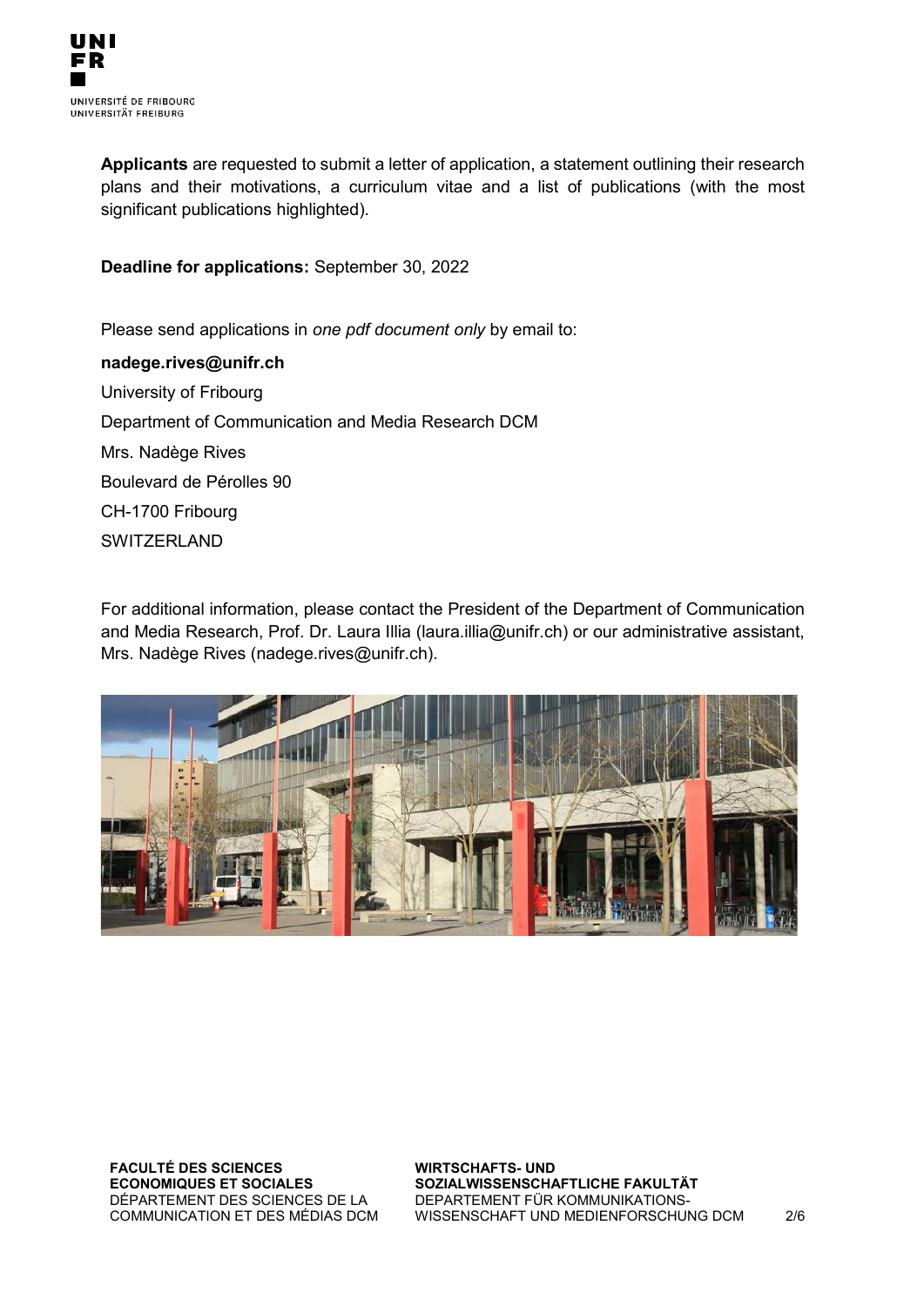**Applicants** are requested to submit a letter of application, a statement outlining their research plans and their motivations, a curriculum vitae and a list of publications (with the most significant publications highlighted).

**Deadline for applications:** September 30, 2022

Please send applications in *one pdf document only* by email to:

**nadege.rives@unifr.ch**

University of Fribourg

Department of Communication and Media Research DCM

Mrs. Nadège Rives

Boulevard de Pérolles 90

CH-1700 Fribourg

SWITZERLAND

For additional information, please contact the President of the Department of Communication and Media Research, Prof. Dr. Laura Illia (laura.illia@unifr.ch) or our administrative assistant, Mrs. Nadège Rives (nadege.rives@unifr.ch).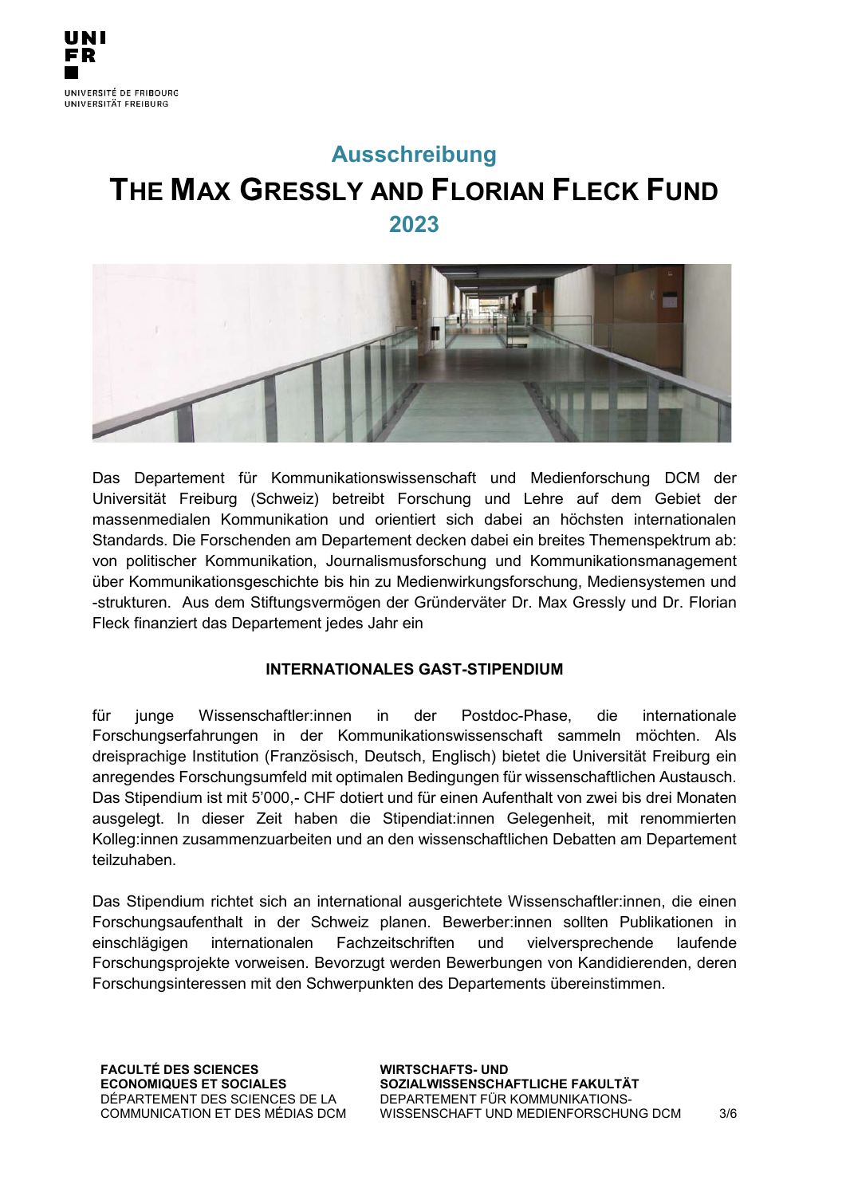## Ausschreibung

# THE MAX GRESSLY AND FLORIAN FLECK FUND

## 2023

Das Departement für Kommunikationswissenschaft und Medienforschung DCM der Universität Freiburg (Schweiz) betreibt Forschung und Lehre auf dem Gebiet der massenmedialen Kommunikation und orientiert sich dabei an höchsten internationalen Standards. Die Forschenden am Departement decken dabei ein breites Themenspektrum ab: von politischer Kommunikation, Journalismusforschung und Kommunikationsmanagement über Kommunikationsgeschichte bis hin zu Medienwirkungsforschung, Mediensystemen und -strukturen. Aus dem Stiftungsvermögen der Gründerväter Dr. Max Gressly und Dr. Florian Fleck finanziert das Departement jedes Jahr ein

**INTERNATIONALES GAST-STIPENDIUM**

für junge Wissenschaftler:innen in der Postdoc-Phase, die internationale Forschungserfahrungen in der Kommunikationswissenschaft sammeln möchten. Als dreisprachige Institution (Französisch, Deutsch, Englisch) bietet die Universität Freiburg ein anregendes Forschungsumfeld mit optimalen Bedingungen für wissenschaftlichen Austausch. Das Stipendium ist mit 5'000,- CHF dotiert und für einen Aufenthalt von zwei bis drei Monaten ausgelegt. In dieser Zeit haben die Stipendiat:innen Gelegenheit, mit renommierten Kolleg:innen zusammenzuarbeiten und an den wissenschaftlichen Debatten am Departement teilzuhaben.

Das Stipendium richtet sich an international ausgerichtete Wissenschaftler:innen, die einen Forschungsaufenthalt in der Schweiz planen. Bewerber:innen sollten Publikationen in einschlägigen internationalen Fachzeitschriften und vielversprechende laufende Forschungsprojekte vorweisen. Bevorzugt werden Bewerbungen von Kandidierenden, deren Forschungsinteressen mit den Schwerpunkten des Departements übereinstimmen.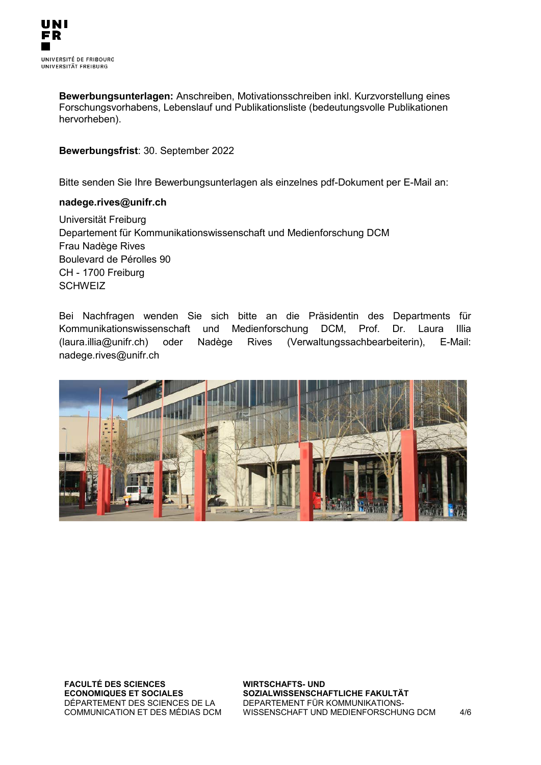**Bewerbungsunterlagen:** Anschreiben, Motivationsschreiben inkl. Kurzvorstellung eines Forschungsvorhabens, Lebenslauf und Publikationsliste (bedeutungsvolle Publikationen hervorheben).

**Bewerbungsfrist**: 30. September 2022

Bitte senden Sie Ihre Bewerbungsunterlagen als einzelnes pdf-Dokument per E-Mail an:

**nadege.rives@unifr.ch**

Universität Freiburg
Departement für Kommunikationswissenschaft und Medienforschung DCM
Frau Nadège Rives
Boulevard de Pérolles 90
CH - 1700 Freiburg
SCHWEIZ

Bei Nachfragen wenden Sie sich bitte an die Präsidentin des Departments für Kommunikationswissenschaft und Medienforschung DCM, Prof. Dr. Laura Illia (laura.illia@unifr.ch) oder Nadège Rives (Verwaltungssachbearbeiterin), E-Mail: nadege.rives@unifr.ch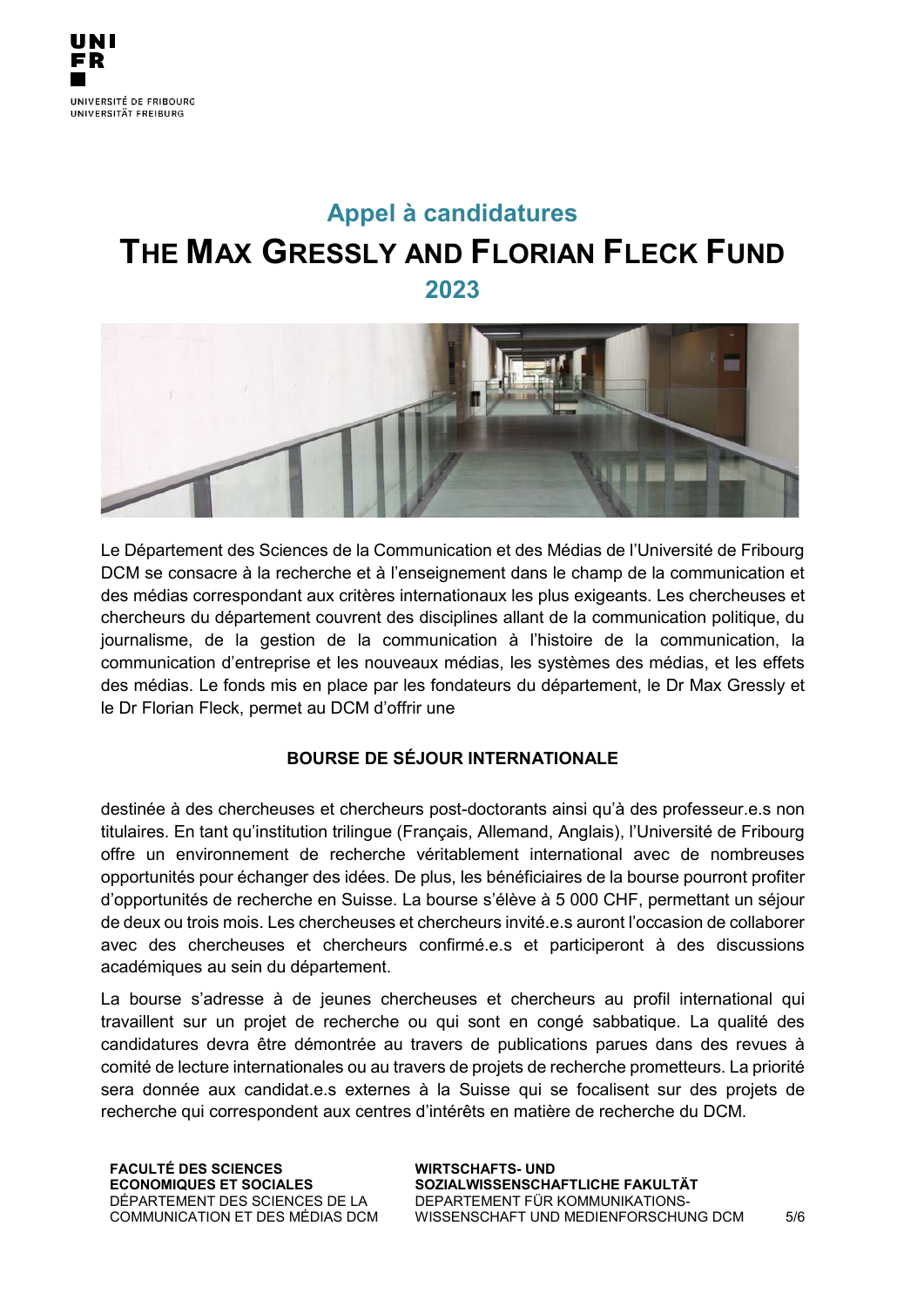## Appel à candidatures

# THE MAX GRESSLY AND FLORIAN FLECK FUND

## 2023

Le Département des Sciences de la Communication et des Médias de l'Université de Fribourg DCM se consacre à la recherche et à l'enseignement dans le champ de la communication et des médias correspondant aux critères internationaux les plus exigeants. Les chercheuses et chercheurs du département couvrent des disciplines allant de la communication politique, du journalisme, de la gestion de la communication à l'histoire de la communication, la communication d'entreprise et les nouveaux médias, les systèmes des médias, et les effets des médias. Le fonds mis en place par les fondateurs du département, le Dr Max Gressly et le Dr Florian Fleck, permet au DCM d'offrir une

**BOURSE DE SÉJOUR INTERNATIONALE**

destinée à des chercheuses et chercheurs post-doctorants ainsi qu'à des professeur.e.s non titulaires. En tant qu'institution trilingue (Français, Allemand, Anglais), l'Université de Fribourg offre un environnement de recherche véritablement international avec de nombreuses opportunités pour échanger des idées. De plus, les bénéficiaires de la bourse pourront profiter d'opportunités de recherche en Suisse. La bourse s'élève à 5 000 CHF, permettant un séjour de deux ou trois mois. Les chercheuses et chercheurs invité.e.s auront l'occasion de collaborer avec des chercheuses et chercheurs confirmé.e.s et participeront à des discussions académiques au sein du département.

La bourse s'adresse à de jeunes chercheuses et chercheurs au profil international qui travaillent sur un projet de recherche ou qui sont en congé sabbatique. La qualité des candidatures devra être démontrée au travers de publications parues dans des revues à comité de lecture internationales ou au travers de projets de recherche prometteurs. La priorité sera donnée aux candidat.e.s externes à la Suisse qui se focalisent sur des projets de recherche qui correspondent aux centres d'intérêts en matière de recherche du DCM.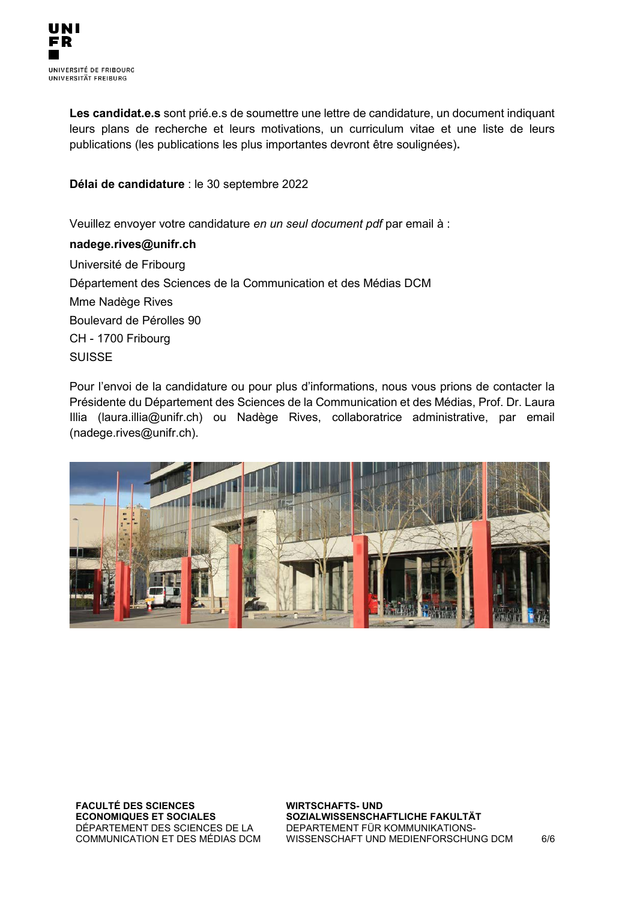**Les candidat.e.s** sont prié.e.s de soumettre une lettre de candidature, un document indiquant leurs plans de recherche et leurs motivations, un curriculum vitae et une liste de leurs publications (les publications les plus importantes devront être soulignées)**.**

**Délai de candidature** : le 30 septembre 2022

Veuillez envoyer votre candidature *en un seul document pdf* par email à :

**nadege.rives@unifr.ch**

Université de Fribourg
Département des Sciences de la Communication et des Médias DCM
Mme Nadège Rives
Boulevard de Pérolles 90
CH - 1700 Fribourg
SUISSE

Pour l'envoi de la candidature ou pour plus d'informations, nous vous prions de contacter la Présidente du Département des Sciences de la Communication et des Médias, Prof. Dr. Laura Illia (laura.illia@unifr.ch) ou Nadège Rives, collaboratrice administrative, par email (nadege.rives@unifr.ch).